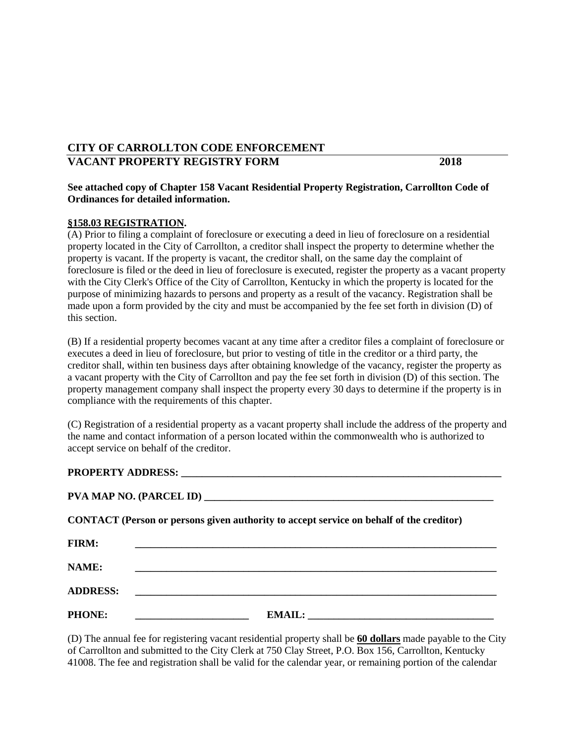**CITY OF CARROLLTON CODE ENFORCEMENT**
**VACANT PROPERTY REGISTRY FORM 2018**

**See attached copy of Chapter 158 Vacant Residential Property Registration, Carrollton Code of Ordinances for detailed information.**

**<u>§158.03 REGISTRATION</u>.**

(A) Prior to filing a complaint of foreclosure or executing a deed in lieu of foreclosure on a residential property located in the City of Carrollton, a creditor shall inspect the property to determine whether the property is vacant. If the property is vacant, the creditor shall, on the same day the complaint of foreclosure is filed or the deed in lieu of foreclosure is executed, register the property as a vacant property with the City Clerk's Office of the City of Carrollton, Kentucky in which the property is located for the purpose of minimizing hazards to persons and property as a result of the vacancy. Registration shall be made upon a form provided by the city and must be accompanied by the fee set forth in division (D) of this section.

(B) If a residential property becomes vacant at any time after a creditor files a complaint of foreclosure or executes a deed in lieu of foreclosure, but prior to vesting of title in the creditor or a third party, the creditor shall, within ten business days after obtaining knowledge of the vacancy, register the property as a vacant property with the City of Carrollton and pay the fee set forth in division (D) of this section. The property management company shall inspect the property every 30 days to determine if the property is in compliance with the requirements of this chapter.

(C) Registration of a residential property as a vacant property shall include the address of the property and the name and contact information of a person located within the commonwealth who is authorized to accept service on behalf of the creditor.

**PROPERTY ADDRESS:** ______________________________________________________________

**PVA MAP NO. (PARCEL ID)** ____________________________________________________

**CONTACT (Person or persons given authority to accept service on behalf of the creditor)**

**FIRM:** ______________________________________________________________

**NAME:** ______________________________________________________________

**ADDRESS:** ______________________________________________________________

**PHONE:** ____________________ **EMAIL:** ________________________________

(D) The annual fee for registering vacant residential property shall be **<u>60 dollars</u>** made payable to the City of Carrollton and submitted to the City Clerk at 750 Clay Street, P.O. Box 156, Carrollton, Kentucky 41008. The fee and registration shall be valid for the calendar year, or remaining portion of the calendar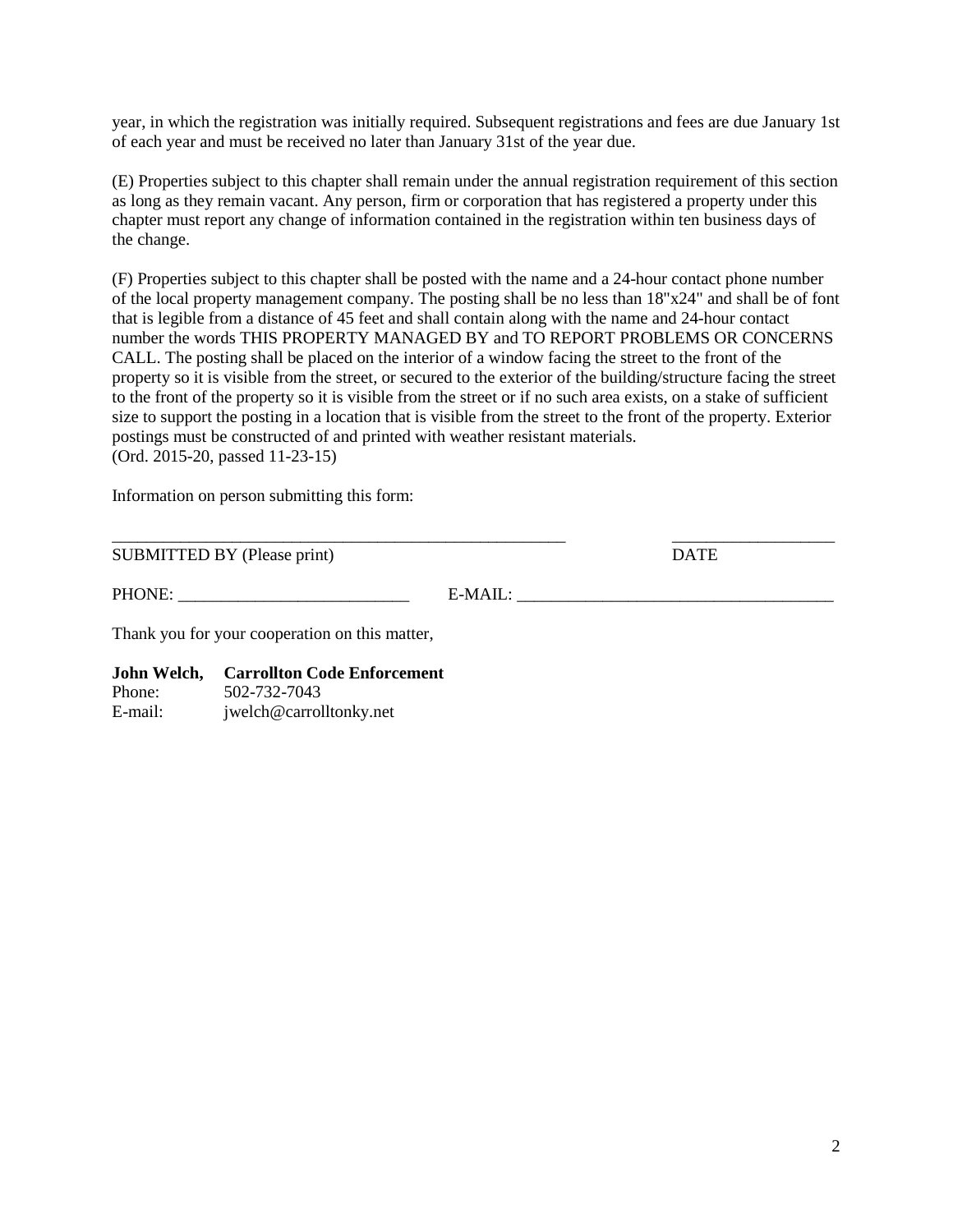year, in which the registration was initially required. Subsequent registrations and fees are due January 1st of each year and must be received no later than January 31st of the year due.

(E) Properties subject to this chapter shall remain under the annual registration requirement of this section as long as they remain vacant. Any person, firm or corporation that has registered a property under this chapter must report any change of information contained in the registration within ten business days of the change.

(F) Properties subject to this chapter shall be posted with the name and a 24-hour contact phone number of the local property management company. The posting shall be no less than 18"x24" and shall be of font that is legible from a distance of 45 feet and shall contain along with the name and 24-hour contact number the words THIS PROPERTY MANAGED BY and TO REPORT PROBLEMS OR CONCERNS CALL. The posting shall be placed on the interior of a window facing the street to the front of the property so it is visible from the street, or secured to the exterior of the building/structure facing the street to the front of the property so it is visible from the street or if no such area exists, on a stake of sufficient size to support the posting in a location that is visible from the street to the front of the property. Exterior postings must be constructed of and printed with weather resistant materials.
(Ord. 2015-20, passed 11-23-15)

Information on person submitting this form:

\_\_\_\_\_\_\_\_\_\_\_\_\_\_\_\_\_\_\_\_\_\_\_\_\_\_\_\_\_\_\_\_\_\_\_\_\_\_\_\_\_\_\_\_\_\_\_\_\_\_\_\_\_\_\_ \_\_\_\_\_\_\_\_\_\_\_\_\_\_\_\_\_\_\_\_
SUBMITTED BY (Please print) DATE

PHONE: \_\_\_\_\_\_\_\_\_\_\_\_\_\_\_\_\_\_\_\_\_\_\_\_\_\_\_\_ E-MAIL: \_\_\_\_\_\_\_\_\_\_\_\_\_\_\_\_\_\_\_\_\_\_\_\_\_\_\_\_\_\_\_\_\_\_\_\_\_\_

Thank you for your cooperation on this matter,

**John Welch, Carrollton Code Enforcement**
Phone: 502-732-7043
E-mail: jwelch@carrolltonky.net